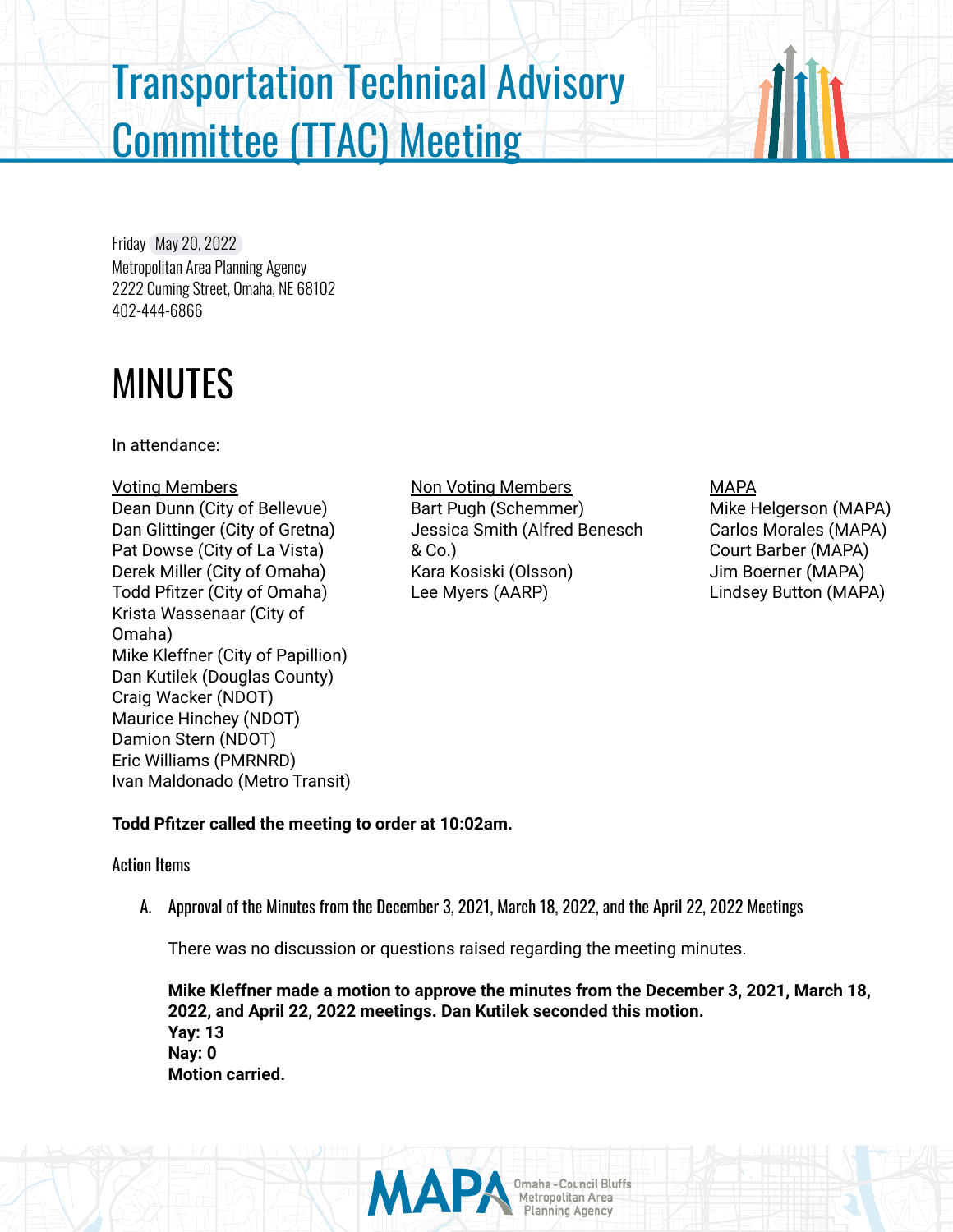# Transportation Technical Advisory Committee (TTAC) Meeting

Friday May 20, 2022
Metropolitan Area Planning Agency
2222 Cuming Street, Omaha, NE 68102
402-444-6866

# MINUTES

In attendance:

Voting Members
Dean Dunn (City of Bellevue)
Dan Glittinger (City of Gretna)
Pat Dowse (City of La Vista)
Derek Miller (City of Omaha)
Todd Pfitzer (City of Omaha)
Krista Wassenaar (City of Omaha)
Mike Kleffner (City of Papillion)
Dan Kutilek (Douglas County)
Craig Wacker (NDOT)
Maurice Hinchey (NDOT)
Damion Stern (NDOT)
Eric Williams (PMRNRD)
Ivan Maldonado (Metro Transit)

Non Voting Members
Bart Pugh (Schemmer)
Jessica Smith (Alfred Benesch & Co.)
Kara Kosiski (Olsson)
Lee Myers (AARP)

MAPA
Mike Helgerson (MAPA)
Carlos Morales (MAPA)
Court Barber (MAPA)
Jim Boerner (MAPA)
Lindsey Button (MAPA)

**Todd Pfitzer called the meeting to order at 10:02am.**

Action Items

A. Approval of the Minutes from the December 3, 2021, March 18, 2022, and the April 22, 2022 Meetings

   There was no discussion or questions raised regarding the meeting minutes.

   **Mike Kleffner made a motion to approve the minutes from the December 3, 2021, March 18, 2022, and April 22, 2022 meetings. Dan Kutilek seconded this motion.**
   **Yay: 13**
   **Nay: 0**
   **Motion carried.**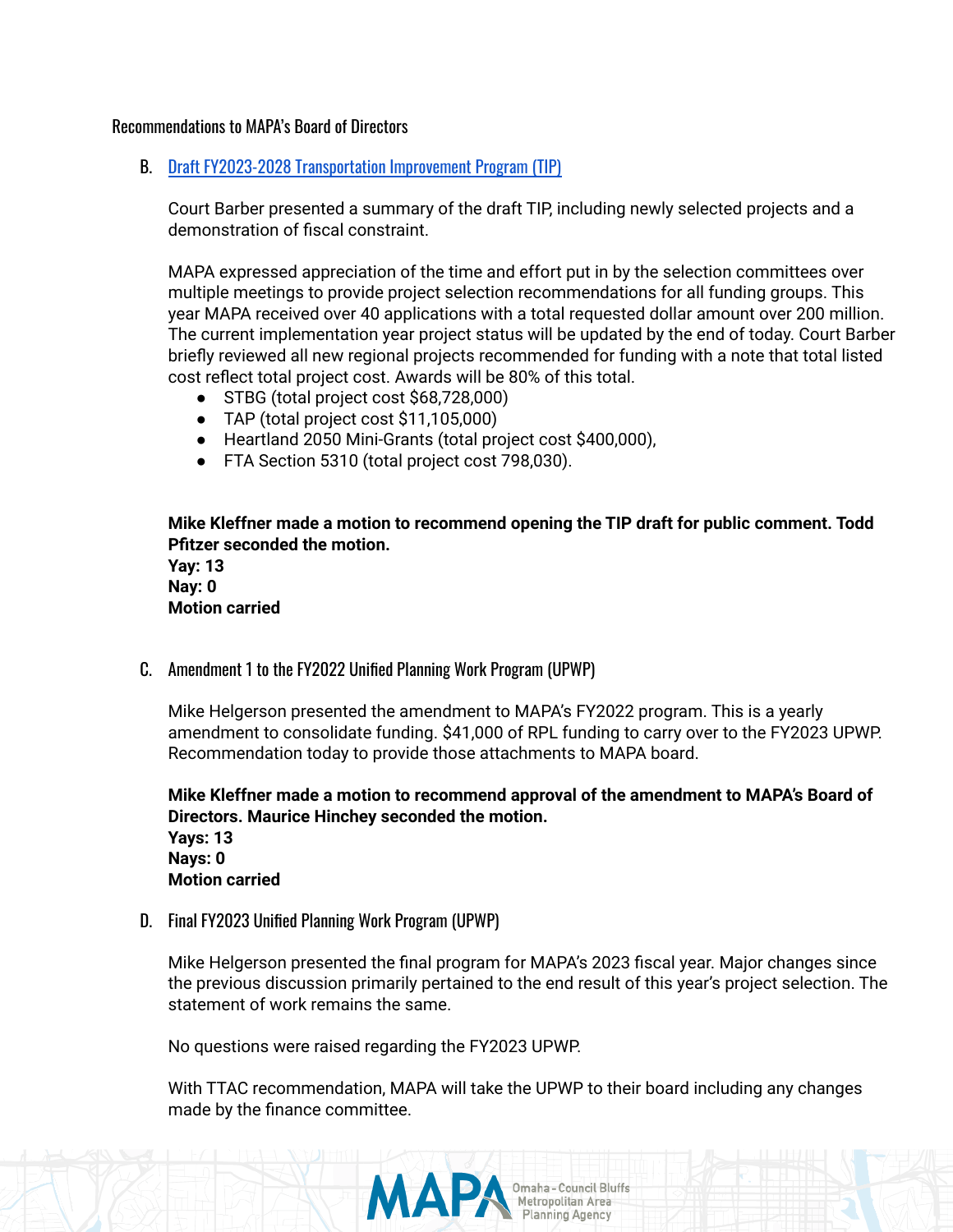Recommendations to MAPA's Board of Directors

B. [Draft FY2023-2028 Transportation Improvement Program (TIP)]

Court Barber presented a summary of the draft TIP, including newly selected projects and a demonstration of fiscal constraint.

MAPA expressed appreciation of the time and effort put in by the selection committees over multiple meetings to provide project selection recommendations for all funding groups. This year MAPA received over 40 applications with a total requested dollar amount over 200 million. The current implementation year project status will be updated by the end of today. Court Barber briefly reviewed all new regional projects recommended for funding with a note that total listed cost reflect total project cost. Awards will be 80% of this total.

- STBG (total project cost $68,728,000)
- TAP (total project cost $11,105,000)
- Heartland 2050 Mini-Grants (total project cost $400,000),
- FTA Section 5310 (total project cost 798,030).

**Mike Kleffner made a motion to recommend opening the TIP draft for public comment. Todd Pfitzer seconded the motion.**
**Yay: 13**
**Nay: 0**
**Motion carried**

C. Amendment 1 to the FY2022 Unified Planning Work Program (UPWP)

Mike Helgerson presented the amendment to MAPA's FY2022 program. This is a yearly amendment to consolidate funding. $41,000 of RPL funding to carry over to the FY2023 UPWP. Recommendation today to provide those attachments to MAPA board.

**Mike Kleffner made a motion to recommend approval of the amendment to MAPA's Board of Directors. Maurice Hinchey seconded the motion.**
**Yays: 13**
**Nays: 0**
**Motion carried**

D. Final FY2023 Unified Planning Work Program (UPWP)

Mike Helgerson presented the final program for MAPA's 2023 fiscal year. Major changes since the previous discussion primarily pertained to the end result of this year's project selection. The statement of work remains the same.

No questions were raised regarding the FY2023 UPWP.

With TTAC recommendation, MAPA will take the UPWP to their board including any changes made by the finance committee.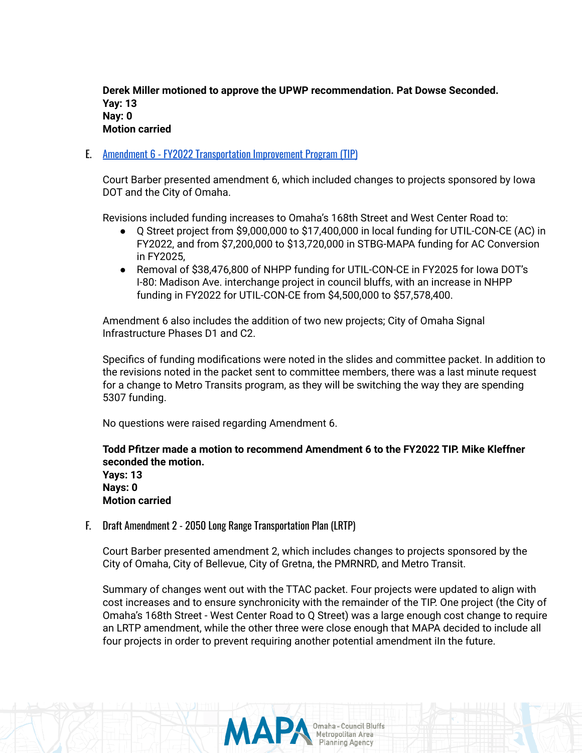**Derek Miller motioned to approve the UPWP recommendation. Pat Dowse Seconded.**
**Yay: 13**
**Nay: 0**
**Motion carried**

E. [Amendment 6 - FY2022 Transportation Improvement Program (TIP)]()

Court Barber presented amendment 6, which included changes to projects sponsored by Iowa DOT and the City of Omaha.

Revisions included funding increases to Omaha's 168th Street and West Center Road to:

- Q Street project from $9,000,000 to $17,400,000 in local funding for UTIL-CON-CE (AC) in FY2022, and from $7,200,000 to $13,720,000 in STBG-MAPA funding for AC Conversion in FY2025,
- Removal of $38,476,800 of NHPP funding for UTIL-CON-CE in FY2025 for Iowa DOT's I-80: Madison Ave. interchange project in council bluffs, with an increase in NHPP funding in FY2022 for UTIL-CON-CE from $4,500,000 to $57,578,400.

Amendment 6 also includes the addition of two new projects; City of Omaha Signal Infrastructure Phases D1 and C2.

Specifics of funding modifications were noted in the slides and committee packet. In addition to the revisions noted in the packet sent to committee members, there was a last minute request for a change to Metro Transits program, as they will be switching the way they are spending 5307 funding.

No questions were raised regarding Amendment 6.

**Todd Pfitzer made a motion to recommend Amendment 6 to the FY2022 TIP. Mike Kleffner seconded the motion.**
**Yays: 13**
**Nays: 0**
**Motion carried**

F. Draft Amendment 2 - 2050 Long Range Transportation Plan (LRTP)

Court Barber presented amendment 2, which includes changes to projects sponsored by the City of Omaha, City of Bellevue, City of Gretna, the PMRNRD, and Metro Transit.

Summary of changes went out with the TTAC packet. Four projects were updated to align with cost increases and to ensure synchronicity with the remainder of the TIP. One project (the City of Omaha's 168th Street - West Center Road to Q Street) was a large enough cost change to require an LRTP amendment, while the other three were close enough that MAPA decided to include all four projects in order to prevent requiring another potential amendment iIn the future.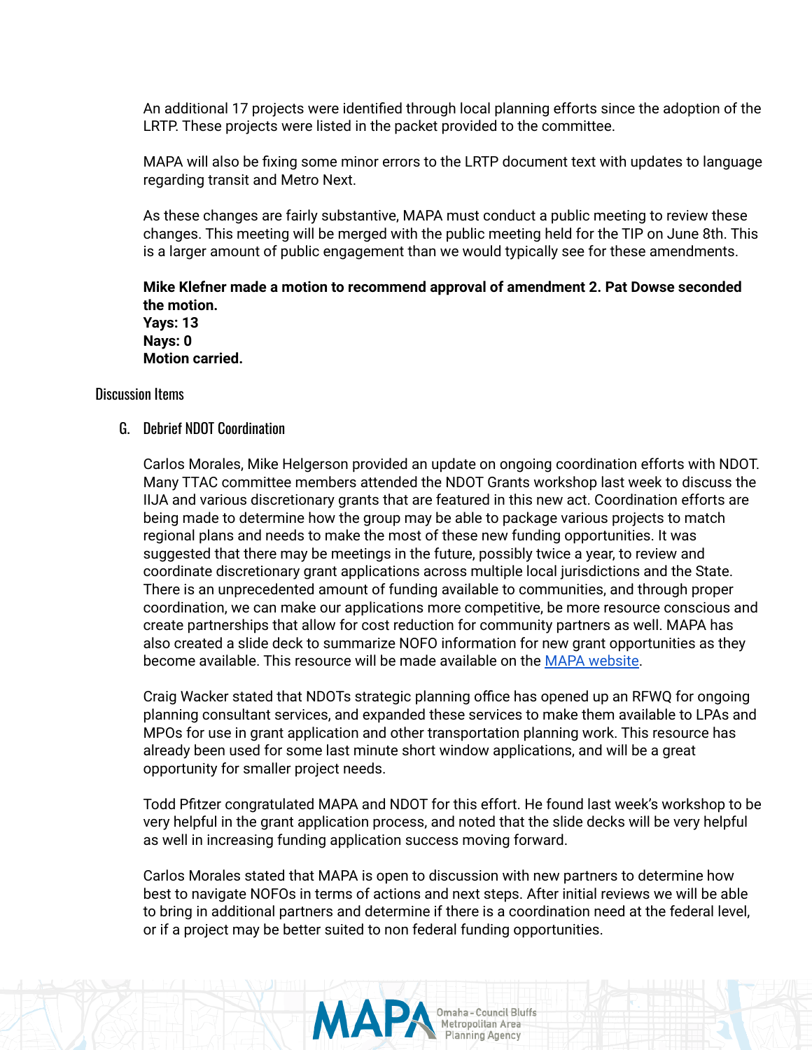An additional 17 projects were identified through local planning efforts since the adoption of the LRTP. These projects were listed in the packet provided to the committee.

MAPA will also be fixing some minor errors to the LRTP document text with updates to language regarding transit and Metro Next.

As these changes are fairly substantive, MAPA must conduct a public meeting to review these changes. This meeting will be merged with the public meeting held for the TIP on June 8th. This is a larger amount of public engagement than we would typically see for these amendments.

**Mike Klefner made a motion to recommend approval of amendment 2. Pat Dowse seconded the motion.**
**Yays: 13**
**Nays: 0**
**Motion carried.**

## Discussion Items

### G. Debrief NDOT Coordination

Carlos Morales, Mike Helgerson provided an update on ongoing coordination efforts with NDOT. Many TTAC committee members attended the NDOT Grants workshop last week to discuss the IIJA and various discretionary grants that are featured in this new act. Coordination efforts are being made to determine how the group may be able to package various projects to match regional plans and needs to make the most of these new funding opportunities. It was suggested that there may be meetings in the future, possibly twice a year, to review and coordinate discretionary grant applications across multiple local jurisdictions and the State. There is an unprecedented amount of funding available to communities, and through proper coordination, we can make our applications more competitive, be more resource conscious and create partnerships that allow for cost reduction for community partners as well. MAPA has also created a slide deck to summarize NOFO information for new grant opportunities as they become available. This resource will be made available on the MAPA website.

Craig Wacker stated that NDOTs strategic planning office has opened up an RFWQ for ongoing planning consultant services, and expanded these services to make them available to LPAs and MPOs for use in grant application and other transportation planning work. This resource has already been used for some last minute short window applications, and will be a great opportunity for smaller project needs.

Todd Pfitzer congratulated MAPA and NDOT for this effort. He found last week's workshop to be very helpful in the grant application process, and noted that the slide decks will be very helpful as well in increasing funding application success moving forward.

Carlos Morales stated that MAPA is open to discussion with new partners to determine how best to navigate NOFOs in terms of actions and next steps. After initial reviews we will be able to bring in additional partners and determine if there is a coordination need at the federal level, or if a project may be better suited to non federal funding opportunities.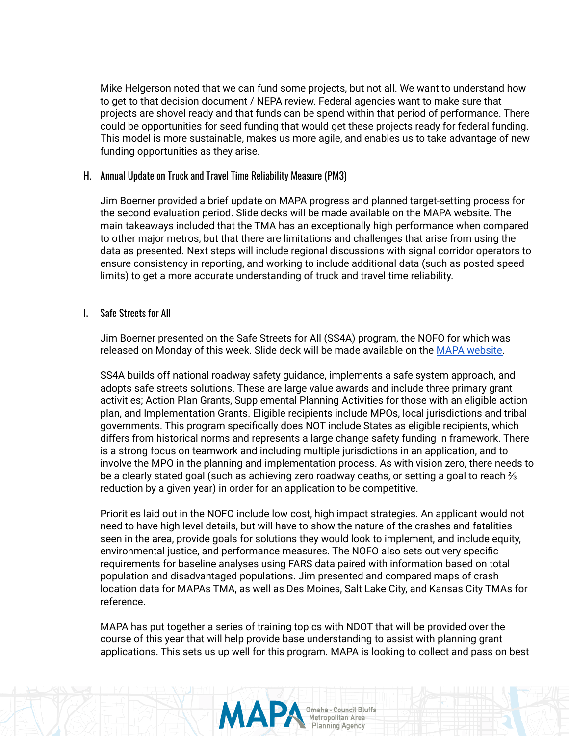Mike Helgerson noted that we can fund some projects, but not all. We want to understand how to get to that decision document / NEPA review. Federal agencies want to make sure that projects are shovel ready and that funds can be spend within that period of performance. There could be opportunities for seed funding that would get these projects ready for federal funding. This model is more sustainable, makes us more agile, and enables us to take advantage of new funding opportunities as they arise.

### H. Annual Update on Truck and Travel Time Reliability Measure (PM3)

Jim Boerner provided a brief update on MAPA progress and planned target-setting process for the second evaluation period. Slide decks will be made available on the MAPA website. The main takeaways included that the TMA has an exceptionally high performance when compared to other major metros, but that there are limitations and challenges that arise from using the data as presented. Next steps will include regional discussions with signal corridor operators to ensure consistency in reporting, and working to include additional data (such as posted speed limits) to get a more accurate understanding of truck and travel time reliability.

### I. Safe Streets for All

Jim Boerner presented on the Safe Streets for All (SS4A) program, the NOFO for which was released on Monday of this week. Slide deck will be made available on the [MAPA website](MAPA website).

SS4A builds off national roadway safety guidance, implements a safe system approach, and adopts safe streets solutions. These are large value awards and include three primary grant activities; Action Plan Grants, Supplemental Planning Activities for those with an eligible action plan, and Implementation Grants. Eligible recipients include MPOs, local jurisdictions and tribal governments. This program specifically does NOT include States as eligible recipients, which differs from historical norms and represents a large change safety funding in framework. There is a strong focus on teamwork and including multiple jurisdictions in an application, and to involve the MPO in the planning and implementation process. As with vision zero, there needs to be a clearly stated goal (such as achieving zero roadway deaths, or setting a goal to reach ⅔ reduction by a given year) in order for an application to be competitive.

Priorities laid out in the NOFO include low cost, high impact strategies. An applicant would not need to have high level details, but will have to show the nature of the crashes and fatalities seen in the area, provide goals for solutions they would look to implement, and include equity, environmental justice, and performance measures. The NOFO also sets out very specific requirements for baseline analyses using FARS data paired with information based on total population and disadvantaged populations. Jim presented and compared maps of crash location data for MAPAs TMA, as well as Des Moines, Salt Lake City, and Kansas City TMAs for reference.

MAPA has put together a series of training topics with NDOT that will be provided over the course of this year that will help provide base understanding to assist with planning grant applications. This sets us up well for this program. MAPA is looking to collect and pass on best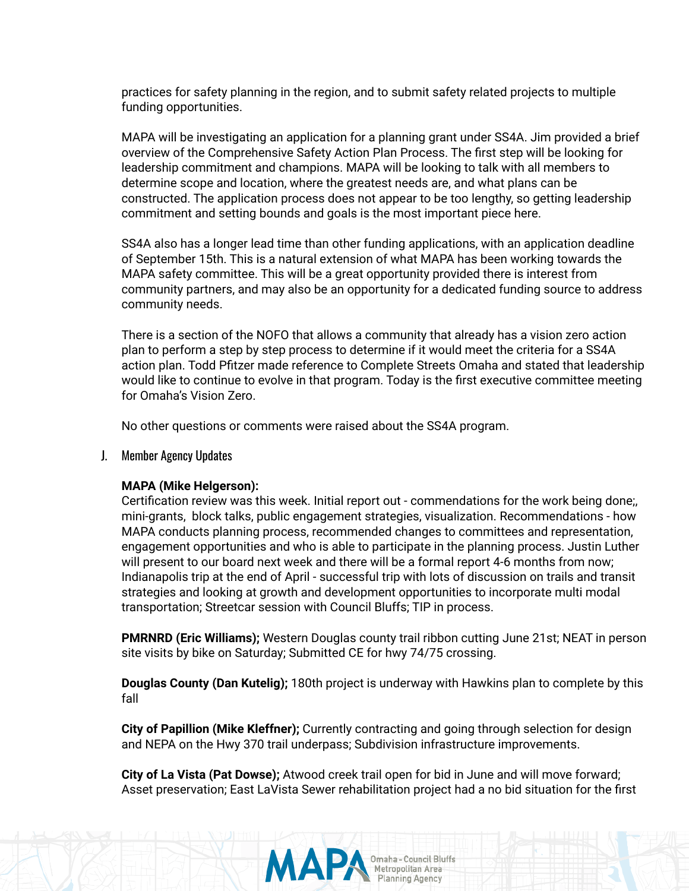practices for safety planning in the region, and to submit safety related projects to multiple funding opportunities.

MAPA will be investigating an application for a planning grant under SS4A. Jim provided a brief overview of the Comprehensive Safety Action Plan Process. The first step will be looking for leadership commitment and champions. MAPA will be looking to talk with all members to determine scope and location, where the greatest needs are, and what plans can be constructed. The application process does not appear to be too lengthy, so getting leadership commitment and setting bounds and goals is the most important piece here.

SS4A also has a longer lead time than other funding applications, with an application deadline of September 15th. This is a natural extension of what MAPA has been working towards the MAPA safety committee. This will be a great opportunity provided there is interest from community partners, and may also be an opportunity for a dedicated funding source to address community needs.

There is a section of the NOFO that allows a community that already has a vision zero action plan to perform a step by step process to determine if it would meet the criteria for a SS4A action plan. Todd Pfitzer made reference to Complete Streets Omaha and stated that leadership would like to continue to evolve in that program. Today is the first executive committee meeting for Omaha's Vision Zero.

No other questions or comments were raised about the SS4A program.

J. Member Agency Updates

**MAPA (Mike Helgerson):**
Certification review was this week. Initial report out - commendations for the work being done;, mini-grants, block talks, public engagement strategies, visualization. Recommendations - how MAPA conducts planning process, recommended changes to committees and representation, engagement opportunities and who is able to participate in the planning process. Justin Luther will present to our board next week and there will be a formal report 4-6 months from now; Indianapolis trip at the end of April - successful trip with lots of discussion on trails and transit strategies and looking at growth and development opportunities to incorporate multi modal transportation; Streetcar session with Council Bluffs; TIP in process.

**PMRNRD (Eric Williams);** Western Douglas county trail ribbon cutting June 21st; NEAT in person site visits by bike on Saturday; Submitted CE for hwy 74/75 crossing.

**Douglas County (Dan Kutelig);** 180th project is underway with Hawkins plan to complete by this fall

**City of Papillion (Mike Kleffner);** Currently contracting and going through selection for design and NEPA on the Hwy 370 trail underpass; Subdivision infrastructure improvements.

**City of La Vista (Pat Dowse);** Atwood creek trail open for bid in June and will move forward; Asset preservation; East LaVista Sewer rehabilitation project had a no bid situation for the first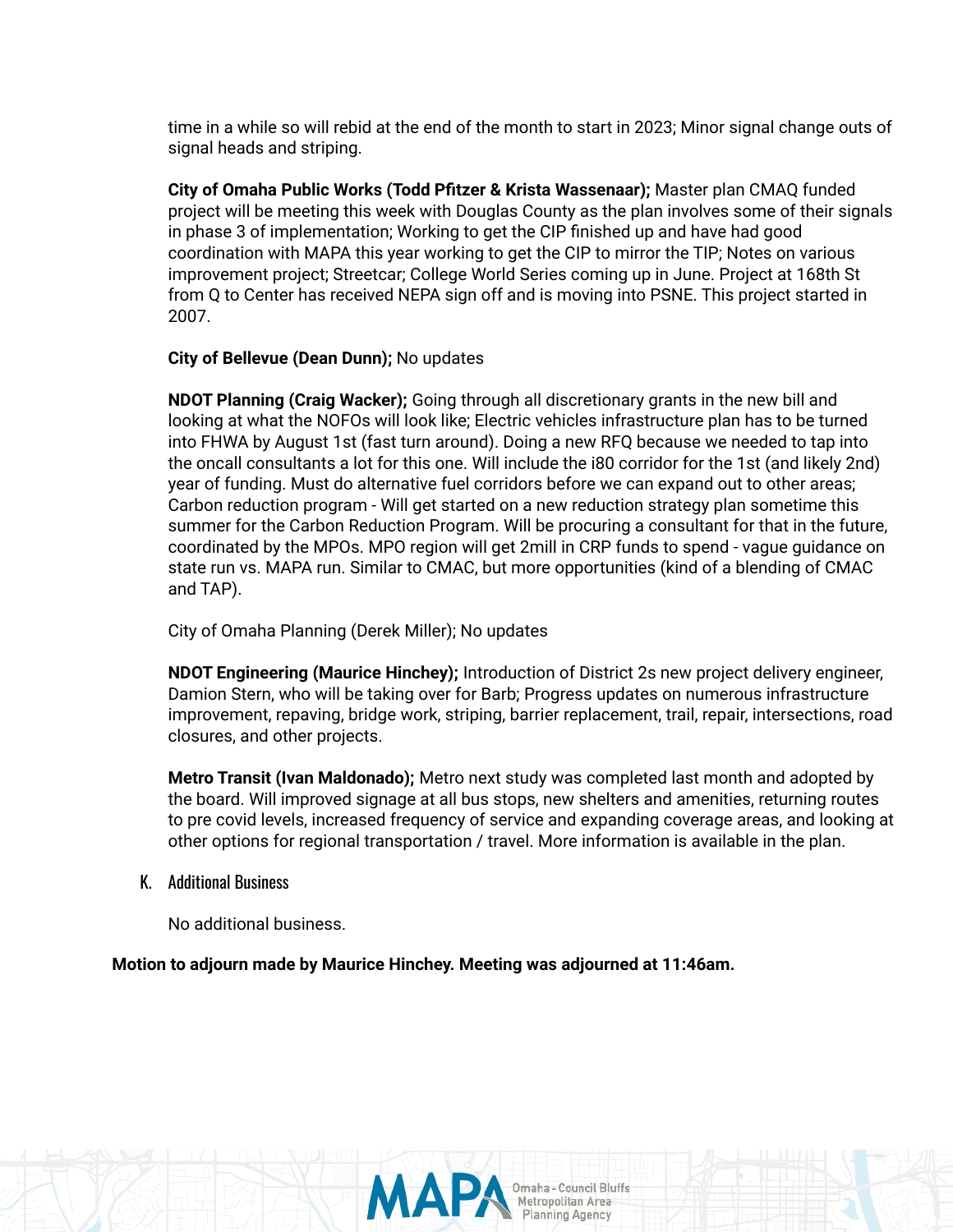time in a while so will rebid at the end of the month to start in 2023; Minor signal change outs of signal heads and striping.

**City of Omaha Public Works (Todd Pfitzer & Krista Wassenaar);** Master plan CMAQ funded project will be meeting this week with Douglas County as the plan involves some of their signals in phase 3 of implementation; Working to get the CIP finished up and have had good coordination with MAPA this year working to get the CIP to mirror the TIP; Notes on various improvement project; Streetcar; College World Series coming up in June. Project at 168th St from Q to Center has received NEPA sign off and is moving into PSNE. This project started in 2007.

**City of Bellevue (Dean Dunn);** No updates

**NDOT Planning (Craig Wacker);** Going through all discretionary grants in the new bill and looking at what the NOFOs will look like; Electric vehicles infrastructure plan has to be turned into FHWA by August 1st (fast turn around). Doing a new RFQ because we needed to tap into the oncall consultants a lot for this one. Will include the i80 corridor for the 1st (and likely 2nd) year of funding. Must do alternative fuel corridors before we can expand out to other areas; Carbon reduction program - Will get started on a new reduction strategy plan sometime this summer for the Carbon Reduction Program. Will be procuring a consultant for that in the future, coordinated by the MPOs. MPO region will get 2mill in CRP funds to spend - vague guidance on state run vs. MAPA run. Similar to CMAC, but more opportunities (kind of a blending of CMAC and TAP).

City of Omaha Planning (Derek Miller); No updates

**NDOT Engineering (Maurice Hinchey);** Introduction of District 2s new project delivery engineer, Damion Stern, who will be taking over for Barb; Progress updates on numerous infrastructure improvement, repaving, bridge work, striping, barrier replacement, trail, repair, intersections, road closures, and other projects.

**Metro Transit (Ivan Maldonado);** Metro next study was completed last month and adopted by the board. Will improved signage at all bus stops, new shelters and amenities, returning routes to pre covid levels, increased frequency of service and expanding coverage areas, and looking at other options for regional transportation / travel. More information is available in the plan.

K. Additional Business

No additional business.

**Motion to adjourn made by Maurice Hinchey. Meeting was adjourned at 11:46am.**